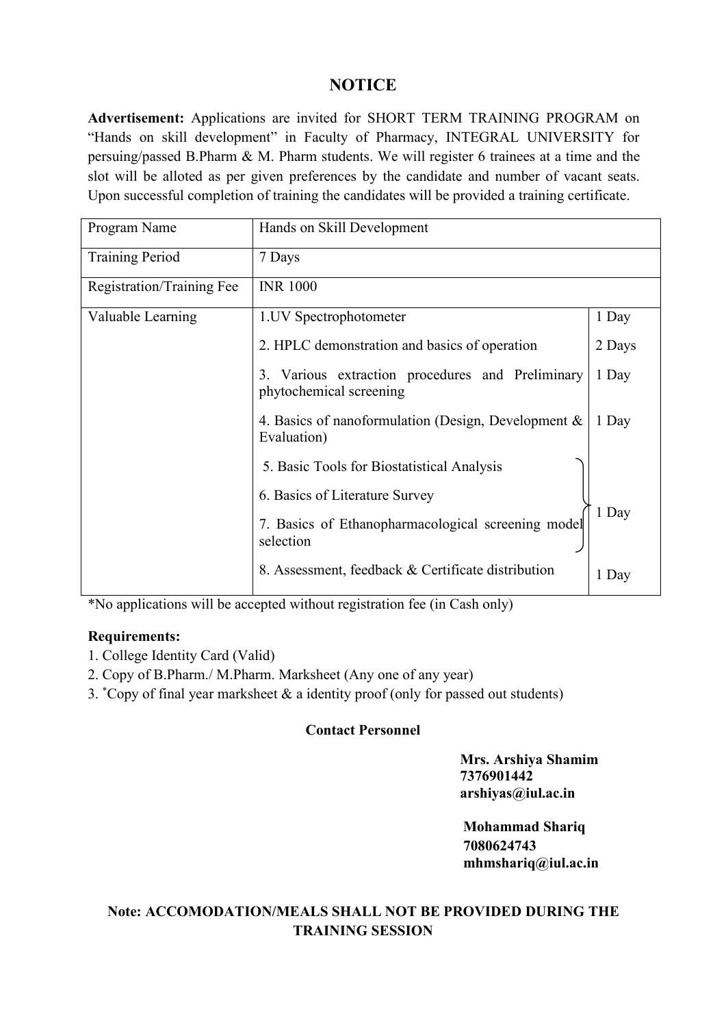# NOTICE

**Advertisement:** Applications are invited for SHORT TERM TRAINING PROGRAM on "Hands on skill development" in Faculty of Pharmacy, INTEGRAL UNIVERSITY for persuing/passed B.Pharm & M. Pharm students. We will register 6 trainees at a time and the slot will be alloted as per given preferences by the candidate and number of vacant seats. Upon successful completion of training the candidates will be provided a training certificate.

| Program Name | Hands on Skill Development | |
|---|---|---|
| Training Period | 7 Days | |
| Registration/Training Fee | INR 1000 | |
| Valuable Learning | 1.UV Spectrophotometer | 1 Day |
| | 2. HPLC demonstration and basics of operation | 2 Days |
| | 3. Various extraction procedures and Preliminary phytochemical screening | 1 Day |
| | 4. Basics of nanoformulation (Design, Development & Evaluation) | 1 Day |
| | 5. Basic Tools for Biostatistical Analysis | 1 Day |
| | 6. Basics of Literature Survey | |
| | 7. Basics of Ethanopharmacological screening model selection | |
| | 8. Assessment, feedback & Certificate distribution | 1 Day |

*No applications will be accepted without registration fee (in Cash only)

**Requirements:**

1. College Identity Card (Valid)
2. Copy of B.Pharm./ M.Pharm. Marksheet (Any one of any year)
3. *Copy of final year marksheet & a identity proof (only for passed out students)

**Contact Personnel**

**Mrs. Arshiya Shamim**
**7376901442**
**arshiyas@iul.ac.in**

**Mohammad Shariq**
**7080624743**
**mhmshariq@iul.ac.in**

**Note: ACCOMODATION/MEALS SHALL NOT BE PROVIDED DURING THE TRAINING SESSION**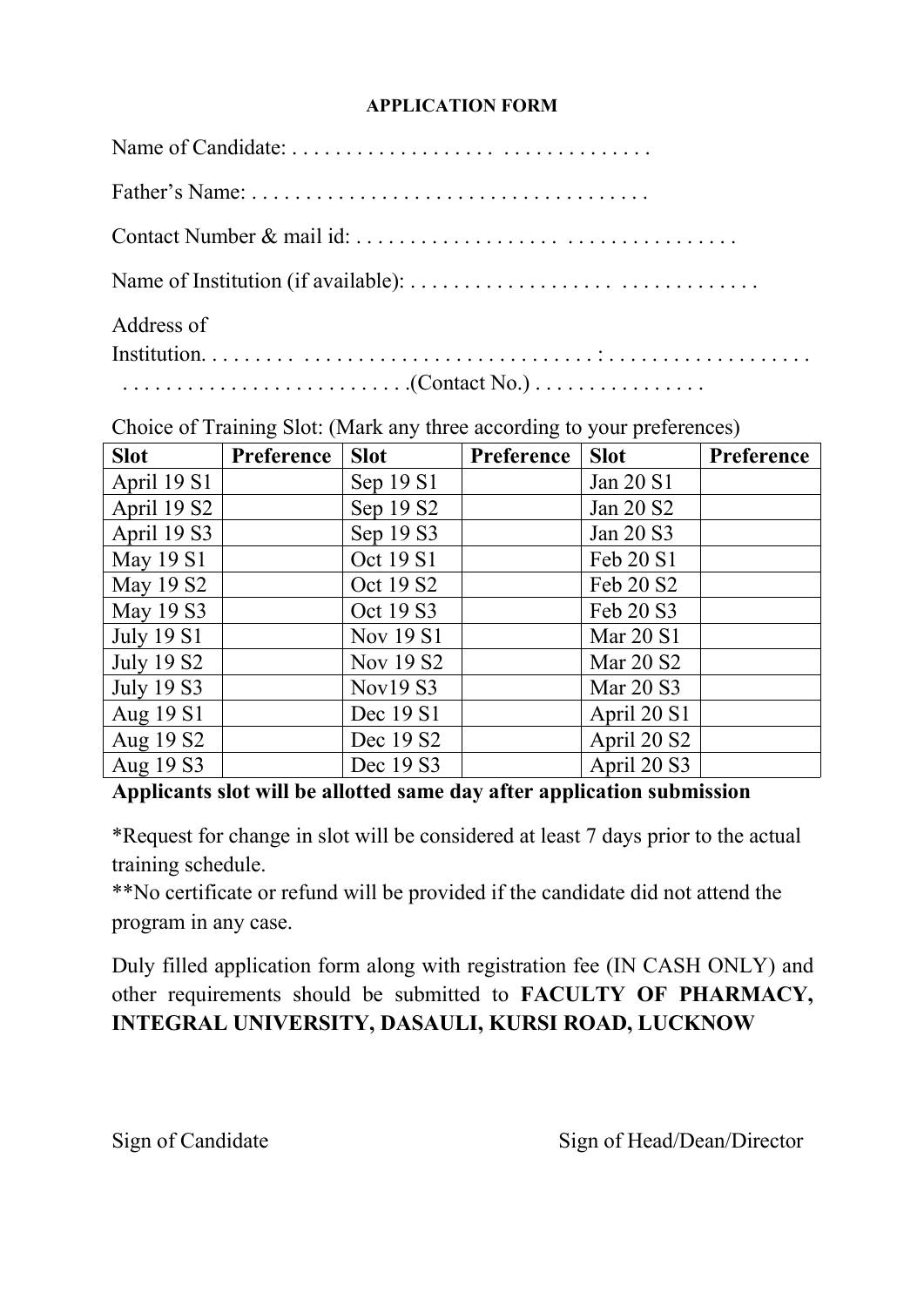**APPLICATION FORM**

Name of Candidate: . . . . . . . . . . . . . . . . . . . . . . . . . . . . . . .

Father's Name: . . . . . . . . . . . . . . . . . . . . . . . . . . . . . . . . . . . .

Contact Number & mail id: . . . . . . . . . . . . . . . . . . . . . . . . . . . . . . . . . .

Name of Institution (if available): . . . . . . . . . . . . . . . . . . . . . . . . . . . . . . .

Address of Institution. . . . . . . . . . . . . . . . . . . . . . . . . . . . . . . . . . . . . . . . . . . . . . . . . . . . . . . . . . . . . . . . . . . . . . . . . . . . . . . . . . . . . . . . .(Contact No.) . . . . . . . . . . . . . . . .

Choice of Training Slot: (Mark any three according to your preferences)

| Slot | Preference | Slot | Preference | Slot | Preference |
|---|---|---|---|---|---|
| April 19 S1 | | Sep 19 S1 | | Jan 20 S1 | |
| April 19 S2 | | Sep 19 S2 | | Jan 20 S2 | |
| April 19 S3 | | Sep 19 S3 | | Jan 20 S3 | |
| May 19 S1 | | Oct 19 S1 | | Feb 20 S1 | |
| May 19 S2 | | Oct 19 S2 | | Feb 20 S2 | |
| May 19 S3 | | Oct 19 S3 | | Feb 20 S3 | |
| July 19 S1 | | Nov 19 S1 | | Mar 20 S1 | |
| July 19 S2 | | Nov 19 S2 | | Mar 20 S2 | |
| July 19 S3 | | Nov19 S3 | | Mar 20 S3 | |
| Aug 19 S1 | | Dec 19 S1 | | April 20 S1 | |
| Aug 19 S2 | | Dec 19 S2 | | April 20 S2 | |
| Aug 19 S3 | | Dec 19 S3 | | April 20 S3 | |

**Applicants slot will be allotted same day after application submission**

*Request for change in slot will be considered at least 7 days prior to the actual training schedule.

**No certificate or refund will be provided if the candidate did not attend the program in any case.

Duly filled application form along with registration fee (IN CASH ONLY) and other requirements should be submitted to **FACULTY OF PHARMACY, INTEGRAL UNIVERSITY, DASAULI, KURSI ROAD, LUCKNOW**

Sign of Candidate

Sign of Head/Dean/Director